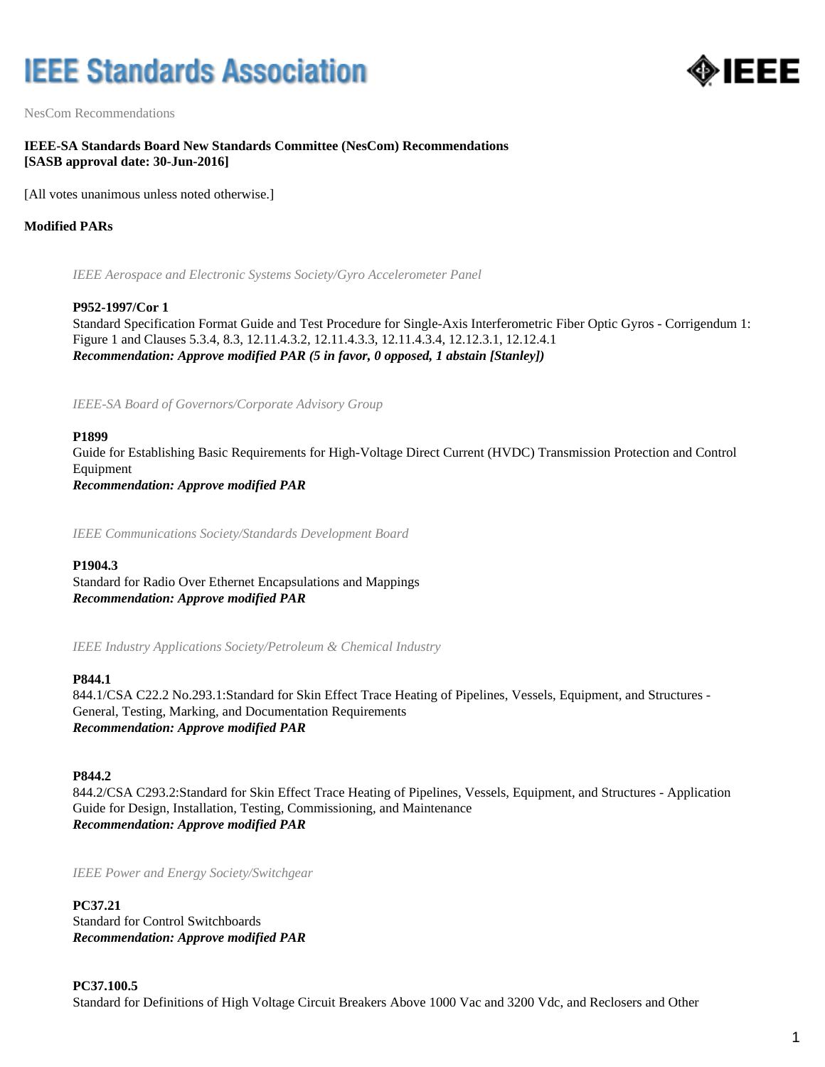# IEEE Standards Association

NesCom Recommendations

**IEEE-SA Standards Board New Standards Committee (NesCom) Recommendations**
**[SASB approval date: 30-Jun-2016]**

[All votes unanimous unless noted otherwise.]

**Modified PARs**

*IEEE Aerospace and Electronic Systems Society/Gyro Accelerometer Panel*

**P952-1997/Cor 1**
Standard Specification Format Guide and Test Procedure for Single-Axis Interferometric Fiber Optic Gyros - Corrigendum 1: Figure 1 and Clauses 5.3.4, 8.3, 12.11.4.3.2, 12.11.4.3.3, 12.11.4.3.4, 12.12.3.1, 12.12.4.1
***Recommendation: Approve modified PAR (5 in favor, 0 opposed, 1 abstain [Stanley])***

*IEEE-SA Board of Governors/Corporate Advisory Group*

**P1899**
Guide for Establishing Basic Requirements for High-Voltage Direct Current (HVDC) Transmission Protection and Control Equipment
***Recommendation: Approve modified PAR***

*IEEE Communications Society/Standards Development Board*

**P1904.3**
Standard for Radio Over Ethernet Encapsulations and Mappings
***Recommendation: Approve modified PAR***

*IEEE Industry Applications Society/Petroleum & Chemical Industry*

**P844.1**
844.1/CSA C22.2 No.293.1:Standard for Skin Effect Trace Heating of Pipelines, Vessels, Equipment, and Structures - General, Testing, Marking, and Documentation Requirements
***Recommendation: Approve modified PAR***

**P844.2**
844.2/CSA C293.2:Standard for Skin Effect Trace Heating of Pipelines, Vessels, Equipment, and Structures - Application Guide for Design, Installation, Testing, Commissioning, and Maintenance
***Recommendation: Approve modified PAR***

*IEEE Power and Energy Society/Switchgear*

**PC37.21**
Standard for Control Switchboards
***Recommendation: Approve modified PAR***

**PC37.100.5**
Standard for Definitions of High Voltage Circuit Breakers Above 1000 Vac and 3200 Vdc, and Reclosers and Other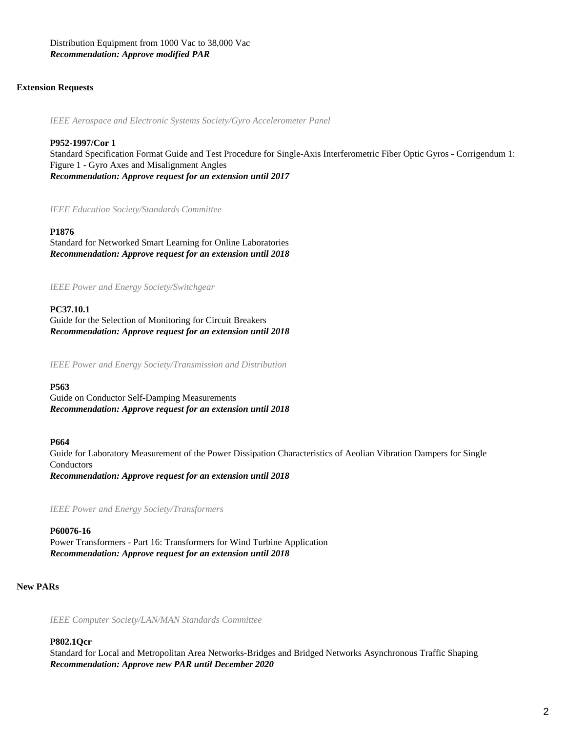Distribution Equipment from 1000 Vac to 38,000 Vac
***Recommendation: Approve modified PAR***

## Extension Requests

*IEEE Aerospace and Electronic Systems Society/Gyro Accelerometer Panel*

**P952-1997/Cor 1**
Standard Specification Format Guide and Test Procedure for Single-Axis Interferometric Fiber Optic Gyros - Corrigendum 1: Figure 1 - Gyro Axes and Misalignment Angles
***Recommendation: Approve request for an extension until 2017***

*IEEE Education Society/Standards Committee*

**P1876**
Standard for Networked Smart Learning for Online Laboratories
***Recommendation: Approve request for an extension until 2018***

*IEEE Power and Energy Society/Switchgear*

**PC37.10.1**
Guide for the Selection of Monitoring for Circuit Breakers
***Recommendation: Approve request for an extension until 2018***

*IEEE Power and Energy Society/Transmission and Distribution*

**P563**
Guide on Conductor Self-Damping Measurements
***Recommendation: Approve request for an extension until 2018***

**P664**
Guide for Laboratory Measurement of the Power Dissipation Characteristics of Aeolian Vibration Dampers for Single Conductors
***Recommendation: Approve request for an extension until 2018***

*IEEE Power and Energy Society/Transformers*

**P60076-16**
Power Transformers - Part 16: Transformers for Wind Turbine Application
***Recommendation: Approve request for an extension until 2018***

## New PARs

*IEEE Computer Society/LAN/MAN Standards Committee*

**P802.1Qcr**
Standard for Local and Metropolitan Area Networks-Bridges and Bridged Networks Asynchronous Traffic Shaping
***Recommendation: Approve new PAR until December 2020***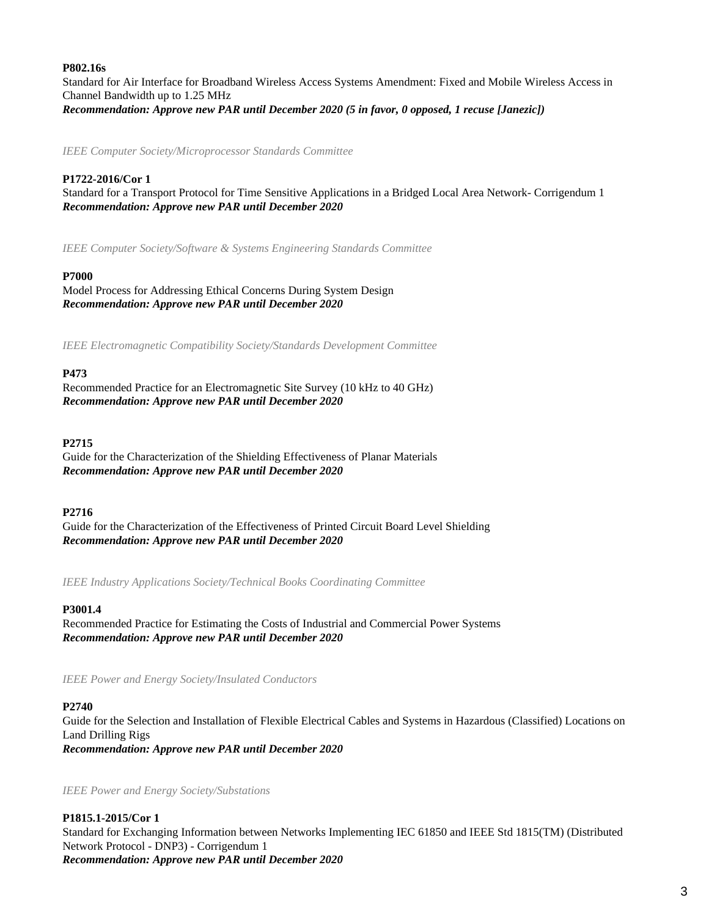**P802.16s**
Standard for Air Interface for Broadband Wireless Access Systems Amendment: Fixed and Mobile Wireless Access in Channel Bandwidth up to 1.25 MHz
***Recommendation: Approve new PAR until December 2020 (5 in favor, 0 opposed, 1 recuse [Janezic])***

*IEEE Computer Society/Microprocessor Standards Committee*

**P1722-2016/Cor 1**
Standard for a Transport Protocol for Time Sensitive Applications in a Bridged Local Area Network- Corrigendum 1
***Recommendation: Approve new PAR until December 2020***

*IEEE Computer Society/Software & Systems Engineering Standards Committee*

**P7000**
Model Process for Addressing Ethical Concerns During System Design
***Recommendation: Approve new PAR until December 2020***

*IEEE Electromagnetic Compatibility Society/Standards Development Committee*

**P473**
Recommended Practice for an Electromagnetic Site Survey (10 kHz to 40 GHz)
***Recommendation: Approve new PAR until December 2020***

**P2715**
Guide for the Characterization of the Shielding Effectiveness of Planar Materials
***Recommendation: Approve new PAR until December 2020***

**P2716**
Guide for the Characterization of the Effectiveness of Printed Circuit Board Level Shielding
***Recommendation: Approve new PAR until December 2020***

*IEEE Industry Applications Society/Technical Books Coordinating Committee*

**P3001.4**
Recommended Practice for Estimating the Costs of Industrial and Commercial Power Systems
***Recommendation: Approve new PAR until December 2020***

*IEEE Power and Energy Society/Insulated Conductors*

**P2740**
Guide for the Selection and Installation of Flexible Electrical Cables and Systems in Hazardous (Classified) Locations on Land Drilling Rigs
***Recommendation: Approve new PAR until December 2020***

*IEEE Power and Energy Society/Substations*

**P1815.1-2015/Cor 1**
Standard for Exchanging Information between Networks Implementing IEC 61850 and IEEE Std 1815(TM) (Distributed Network Protocol - DNP3) - Corrigendum 1
***Recommendation: Approve new PAR until December 2020***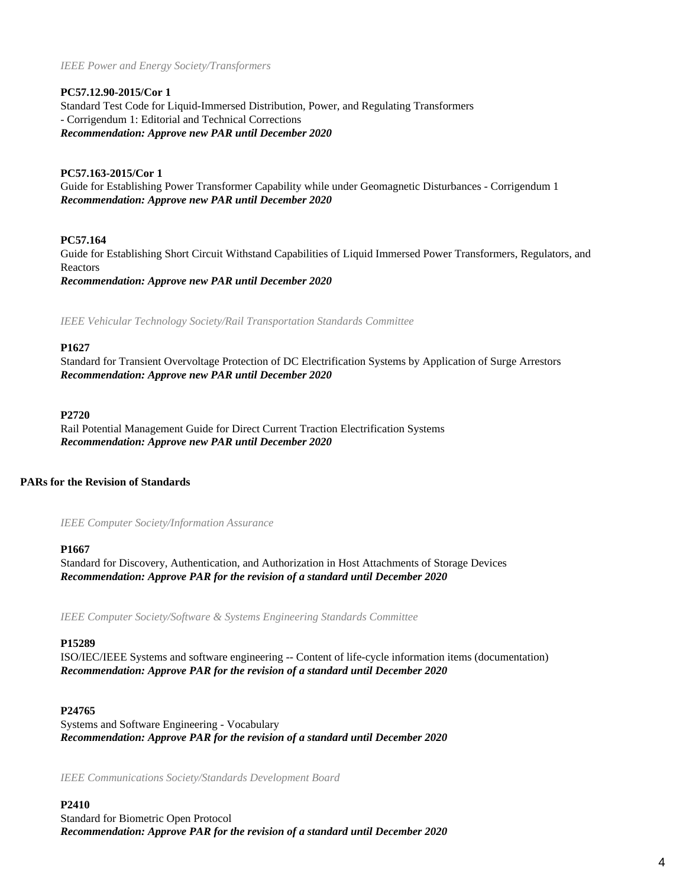*IEEE Power and Energy Society/Transformers*

**PC57.12.90-2015/Cor 1**
Standard Test Code for Liquid-Immersed Distribution, Power, and Regulating Transformers - Corrigendum 1: Editorial and Technical Corrections
***Recommendation: Approve new PAR until December 2020***

**PC57.163-2015/Cor 1**
Guide for Establishing Power Transformer Capability while under Geomagnetic Disturbances - Corrigendum 1
***Recommendation: Approve new PAR until December 2020***

**PC57.164**
Guide for Establishing Short Circuit Withstand Capabilities of Liquid Immersed Power Transformers, Regulators, and Reactors
***Recommendation: Approve new PAR until December 2020***

*IEEE Vehicular Technology Society/Rail Transportation Standards Committee*

**P1627**
Standard for Transient Overvoltage Protection of DC Electrification Systems by Application of Surge Arrestors
***Recommendation: Approve new PAR until December 2020***

**P2720**
Rail Potential Management Guide for Direct Current Traction Electrification Systems
***Recommendation: Approve new PAR until December 2020***

## PARs for the Revision of Standards

*IEEE Computer Society/Information Assurance*

**P1667**
Standard for Discovery, Authentication, and Authorization in Host Attachments of Storage Devices
***Recommendation: Approve PAR for the revision of a standard until December 2020***

*IEEE Computer Society/Software & Systems Engineering Standards Committee*

**P15289**
ISO/IEC/IEEE Systems and software engineering -- Content of life-cycle information items (documentation)
***Recommendation: Approve PAR for the revision of a standard until December 2020***

**P24765**
Systems and Software Engineering - Vocabulary
***Recommendation: Approve PAR for the revision of a standard until December 2020***

*IEEE Communications Society/Standards Development Board*

**P2410**
Standard for Biometric Open Protocol
***Recommendation: Approve PAR for the revision of a standard until December 2020***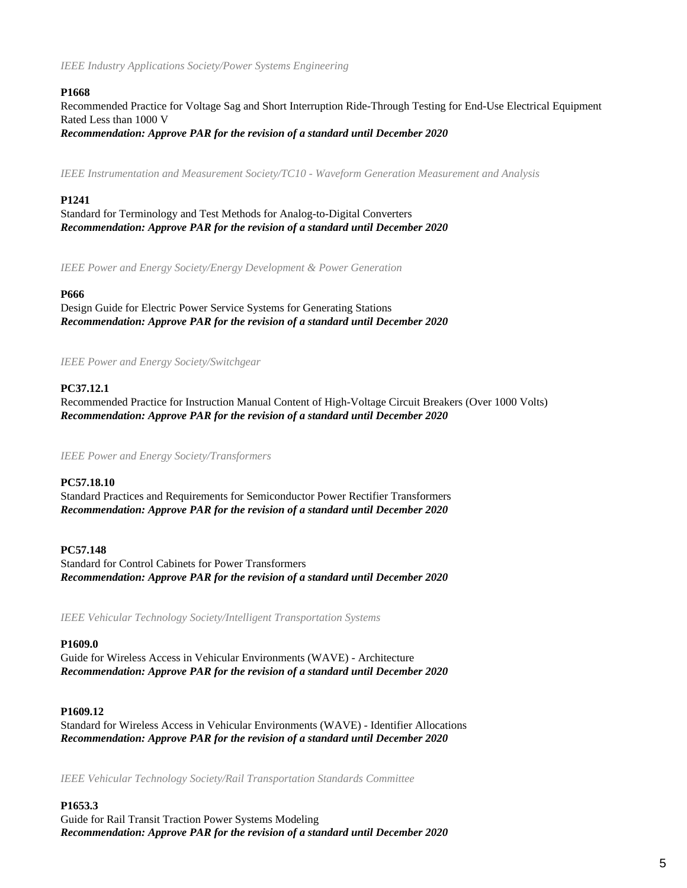*IEEE Industry Applications Society/Power Systems Engineering*

**P1668**
Recommended Practice for Voltage Sag and Short Interruption Ride-Through Testing for End-Use Electrical Equipment Rated Less than 1000 V
***Recommendation: Approve PAR for the revision of a standard until December 2020***

*IEEE Instrumentation and Measurement Society/TC10 - Waveform Generation Measurement and Analysis*

**P1241**
Standard for Terminology and Test Methods for Analog-to-Digital Converters
***Recommendation: Approve PAR for the revision of a standard until December 2020***

*IEEE Power and Energy Society/Energy Development & Power Generation*

**P666**
Design Guide for Electric Power Service Systems for Generating Stations
***Recommendation: Approve PAR for the revision of a standard until December 2020***

*IEEE Power and Energy Society/Switchgear*

**PC37.12.1**
Recommended Practice for Instruction Manual Content of High-Voltage Circuit Breakers (Over 1000 Volts)
***Recommendation: Approve PAR for the revision of a standard until December 2020***

*IEEE Power and Energy Society/Transformers*

**PC57.18.10**
Standard Practices and Requirements for Semiconductor Power Rectifier Transformers
***Recommendation: Approve PAR for the revision of a standard until December 2020***

**PC57.148**
Standard for Control Cabinets for Power Transformers
***Recommendation: Approve PAR for the revision of a standard until December 2020***

*IEEE Vehicular Technology Society/Intelligent Transportation Systems*

**P1609.0**
Guide for Wireless Access in Vehicular Environments (WAVE) - Architecture
***Recommendation: Approve PAR for the revision of a standard until December 2020***

**P1609.12**
Standard for Wireless Access in Vehicular Environments (WAVE) - Identifier Allocations
***Recommendation: Approve PAR for the revision of a standard until December 2020***

*IEEE Vehicular Technology Society/Rail Transportation Standards Committee*

**P1653.3**
Guide for Rail Transit Traction Power Systems Modeling
***Recommendation: Approve PAR for the revision of a standard until December 2020***